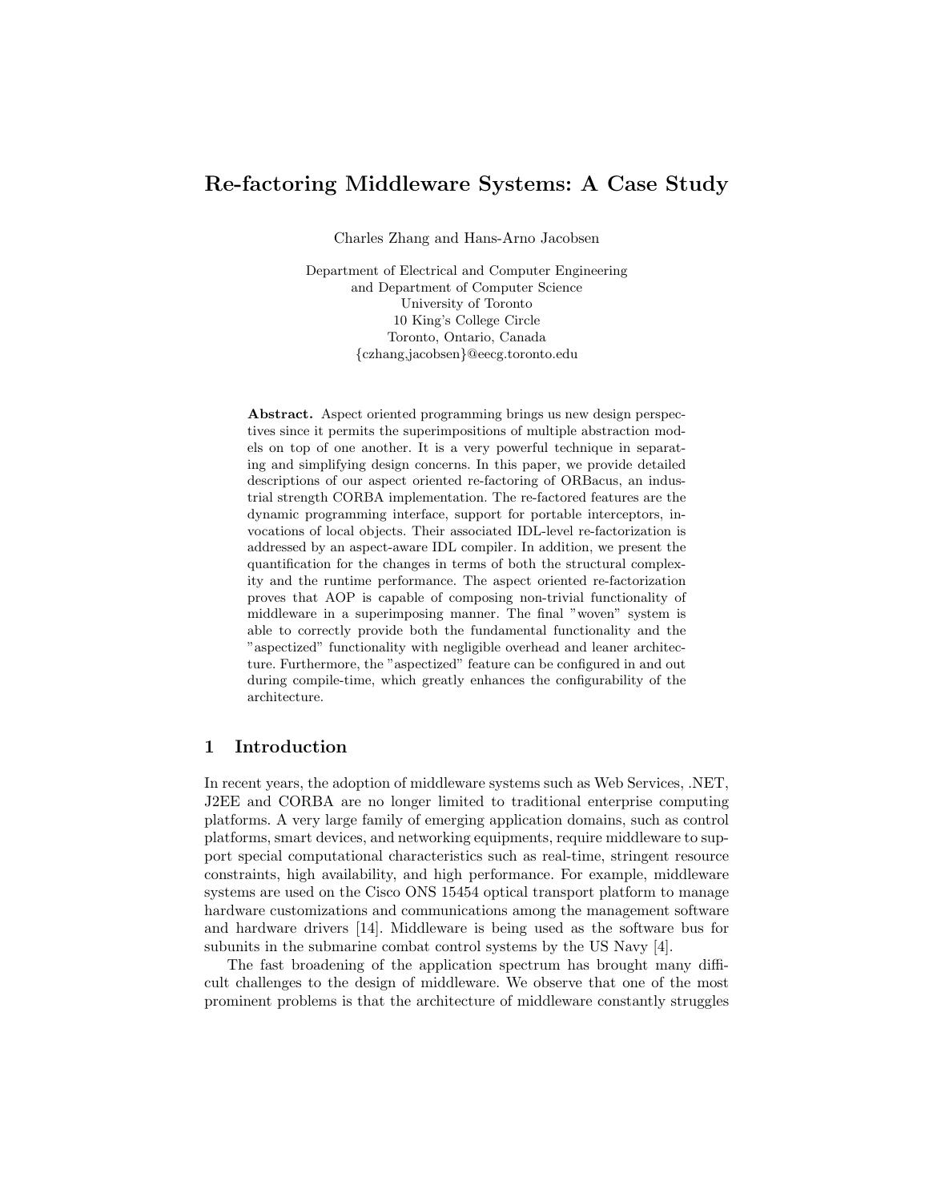# Re-factoring Middleware Systems: A Case Study

Charles Zhang and Hans-Arno Jacobsen

Department of Electrical and Computer Engineering
and Department of Computer Science
University of Toronto
10 King's College Circle
Toronto, Ontario, Canada
{czhang,jacobsen}@eecg.toronto.edu

**Abstract.** Aspect oriented programming brings us new design perspectives since it permits the superimpositions of multiple abstraction models on top of one another. It is a very powerful technique in separating and simplifying design concerns. In this paper, we provide detailed descriptions of our aspect oriented re-factoring of ORBacus, an industrial strength CORBA implementation. The re-factored features are the dynamic programming interface, support for portable interceptors, invocations of local objects. Their associated IDL-level re-factorization is addressed by an aspect-aware IDL compiler. In addition, we present the quantification for the changes in terms of both the structural complexity and the runtime performance. The aspect oriented re-factorization proves that AOP is capable of composing non-trivial functionality of middleware in a superimposing manner. The final "woven" system is able to correctly provide both the fundamental functionality and the "aspectized" functionality with negligible overhead and leaner architecture. Furthermore, the "aspectized" feature can be configured in and out during compile-time, which greatly enhances the configurability of the architecture.

## 1 Introduction

In recent years, the adoption of middleware systems such as Web Services, .NET, J2EE and CORBA are no longer limited to traditional enterprise computing platforms. A very large family of emerging application domains, such as control platforms, smart devices, and networking equipments, require middleware to support special computational characteristics such as real-time, stringent resource constraints, high availability, and high performance. For example, middleware systems are used on the Cisco ONS 15454 optical transport platform to manage hardware customizations and communications among the management software and hardware drivers [14]. Middleware is being used as the software bus for subunits in the submarine combat control systems by the US Navy [4].

The fast broadening of the application spectrum has brought many difficult challenges to the design of middleware. We observe that one of the most prominent problems is that the architecture of middleware constantly struggles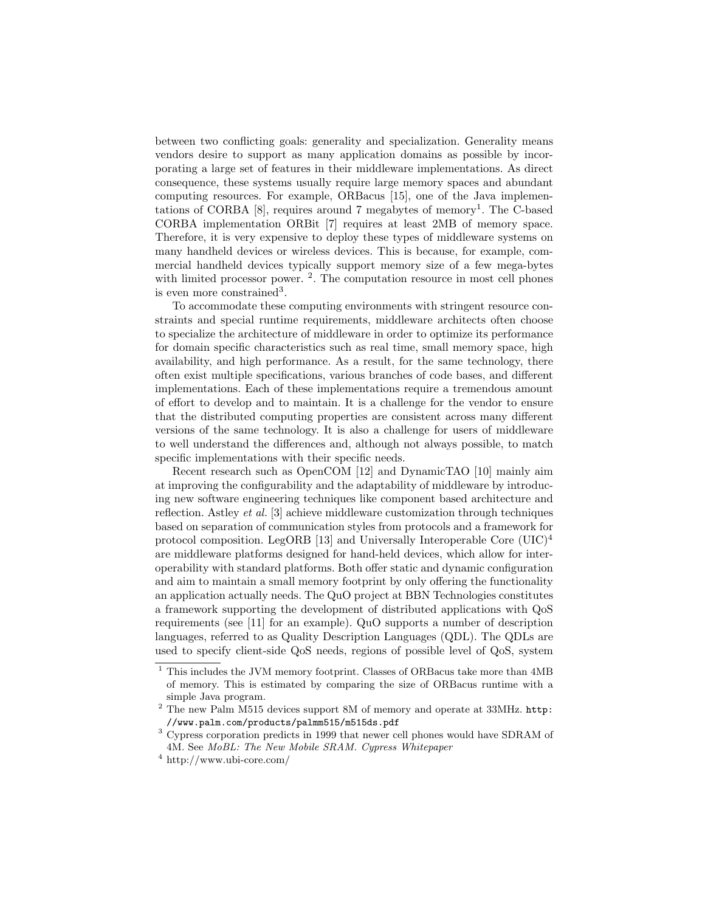between two conflicting goals: generality and specialization. Generality means vendors desire to support as many application domains as possible by incorporating a large set of features in their middleware implementations. As direct consequence, these systems usually require large memory spaces and abundant computing resources. For example, ORBacus [15], one of the Java implementations of CORBA [8], requires around 7 megabytes of memory[1]. The C-based CORBA implementation ORBit [7] requires at least 2MB of memory space. Therefore, it is very expensive to deploy these types of middleware systems on many handheld devices or wireless devices. This is because, for example, commercial handheld devices typically support memory size of a few mega-bytes with limited processor power. [2]. The computation resource in most cell phones is even more constrained[3].

To accommodate these computing environments with stringent resource constraints and special runtime requirements, middleware architects often choose to specialize the architecture of middleware in order to optimize its performance for domain specific characteristics such as real time, small memory space, high availability, and high performance. As a result, for the same technology, there often exist multiple specifications, various branches of code bases, and different implementations. Each of these implementations require a tremendous amount of effort to develop and to maintain. It is a challenge for the vendor to ensure that the distributed computing properties are consistent across many different versions of the same technology. It is also a challenge for users of middleware to well understand the differences and, although not always possible, to match specific implementations with their specific needs.

Recent research such as OpenCOM [12] and DynamicTAO [10] mainly aim at improving the configurability and the adaptability of middleware by introducing new software engineering techniques like component based architecture and reflection. Astley *et al.* [3] achieve middleware customization through techniques based on separation of communication styles from protocols and a framework for protocol composition. LegORB [13] and Universally Interoperable Core (UIC)[4] are middleware platforms designed for hand-held devices, which allow for interoperability with standard platforms. Both offer static and dynamic configuration and aim to maintain a small memory footprint by only offering the functionality an application actually needs. The QuO project at BBN Technologies constitutes a framework supporting the development of distributed applications with QoS requirements (see [11] for an example). QuO supports a number of description languages, referred to as Quality Description Languages (QDL). The QDLs are used to specify client-side QoS needs, regions of possible level of QoS, system

---

[1] This includes the JVM memory footprint. Classes of ORBacus take more than 4MB of memory. This is estimated by comparing the size of ORBacus runtime with a simple Java program.

[2] The new Palm M515 devices support 8M of memory and operate at 33MHz. `http://www.palm.com/products/palmm515/m515ds.pdf`

[3] Cypress corporation predicts in 1999 that newer cell phones would have SDRAM of 4M. See *MoBL: The New Mobile SRAM. Cypress Whitepaper*

[4] http://www.ubi-core.com/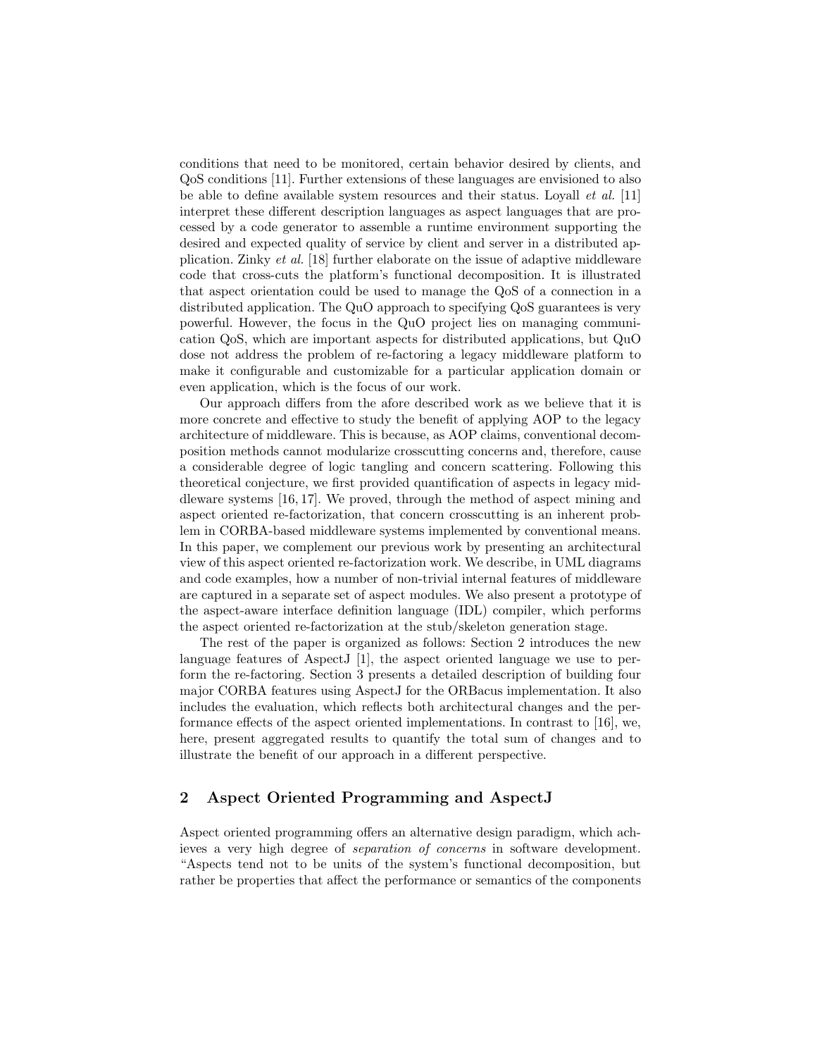conditions that need to be monitored, certain behavior desired by clients, and QoS conditions [11]. Further extensions of these languages are envisioned to also be able to define available system resources and their status. Loyall *et al.* [11] interpret these different description languages as aspect languages that are processed by a code generator to assemble a runtime environment supporting the desired and expected quality of service by client and server in a distributed application. Zinky *et al.* [18] further elaborate on the issue of adaptive middleware code that cross-cuts the platform's functional decomposition. It is illustrated that aspect orientation could be used to manage the QoS of a connection in a distributed application. The QuO approach to specifying QoS guarantees is very powerful. However, the focus in the QuO project lies on managing communication QoS, which are important aspects for distributed applications, but QuO dose not address the problem of re-factoring a legacy middleware platform to make it configurable and customizable for a particular application domain or even application, which is the focus of our work.

Our approach differs from the afore described work as we believe that it is more concrete and effective to study the benefit of applying AOP to the legacy architecture of middleware. This is because, as AOP claims, conventional decomposition methods cannot modularize crosscutting concerns and, therefore, cause a considerable degree of logic tangling and concern scattering. Following this theoretical conjecture, we first provided quantification of aspects in legacy middleware systems [16, 17]. We proved, through the method of aspect mining and aspect oriented re-factorization, that concern crosscutting is an inherent problem in CORBA-based middleware systems implemented by conventional means. In this paper, we complement our previous work by presenting an architectural view of this aspect oriented re-factorization work. We describe, in UML diagrams and code examples, how a number of non-trivial internal features of middleware are captured in a separate set of aspect modules. We also present a prototype of the aspect-aware interface definition language (IDL) compiler, which performs the aspect oriented re-factorization at the stub/skeleton generation stage.

The rest of the paper is organized as follows: Section 2 introduces the new language features of AspectJ [1], the aspect oriented language we use to perform the re-factoring. Section 3 presents a detailed description of building four major CORBA features using AspectJ for the ORBacus implementation. It also includes the evaluation, which reflects both architectural changes and the performance effects of the aspect oriented implementations. In contrast to [16], we, here, present aggregated results to quantify the total sum of changes and to illustrate the benefit of our approach in a different perspective.

## 2 Aspect Oriented Programming and AspectJ

Aspect oriented programming offers an alternative design paradigm, which achieves a very high degree of *separation of concerns* in software development. "Aspects tend not to be units of the system's functional decomposition, but rather be properties that affect the performance or semantics of the components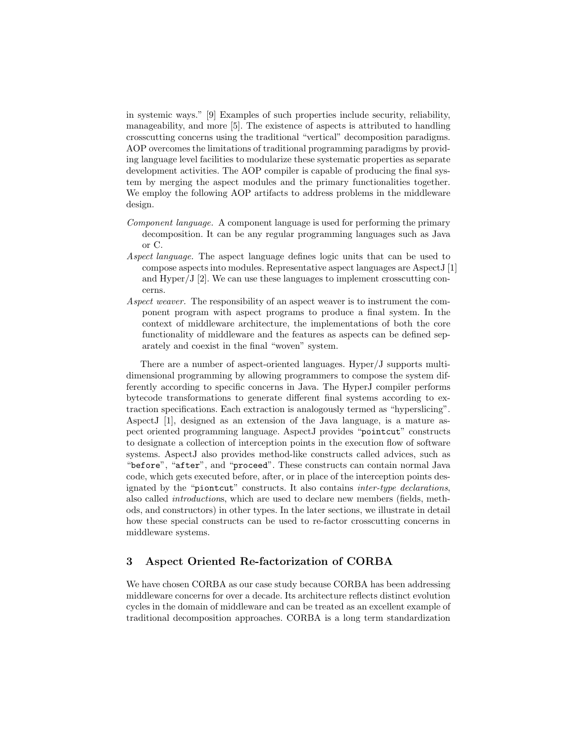in systemic ways." [9] Examples of such properties include security, reliability, manageability, and more [5]. The existence of aspects is attributed to handling crosscutting concerns using the traditional "vertical" decomposition paradigms. AOP overcomes the limitations of traditional programming paradigms by providing language level facilities to modularize these systematic properties as separate development activities. The AOP compiler is capable of producing the final system by merging the aspect modules and the primary functionalities together. We employ the following AOP artifacts to address problems in the middleware design.

*Component language.* A component language is used for performing the primary decomposition. It can be any regular programming languages such as Java or C.

*Aspect language.* The aspect language defines logic units that can be used to compose aspects into modules. Representative aspect languages are AspectJ [1] and Hyper/J [2]. We can use these languages to implement crosscutting concerns.

*Aspect weaver.* The responsibility of an aspect weaver is to instrument the component program with aspect programs to produce a final system. In the context of middleware architecture, the implementations of both the core functionality of middleware and the features as aspects can be defined separately and coexist in the final "woven" system.

There are a number of aspect-oriented languages. Hyper/J supports multi-dimensional programming by allowing programmers to compose the system differently according to specific concerns in Java. The HyperJ compiler performs bytecode transformations to generate different final systems according to extraction specifications. Each extraction is analogously termed as "hyperslicing". AspectJ [1], designed as an extension of the Java language, is a mature aspect oriented programming language. AspectJ provides "`pointcut`" constructs to designate a collection of interception points in the execution flow of software systems. AspectJ also provides method-like constructs called advices, such as "`before`", "`after`", and "`proceed`". These constructs can contain normal Java code, which gets executed before, after, or in place of the interception points designated by the "`piontcut`" constructs. It also contains *inter-type declarations*, also called *introduction*s, which are used to declare new members (fields, methods, and constructors) in other types. In the later sections, we illustrate in detail how these special constructs can be used to re-factor crosscutting concerns in middleware systems.

## 3 Aspect Oriented Re-factorization of CORBA

We have chosen CORBA as our case study because CORBA has been addressing middleware concerns for over a decade. Its architecture reflects distinct evolution cycles in the domain of middleware and can be treated as an excellent example of traditional decomposition approaches. CORBA is a long term standardization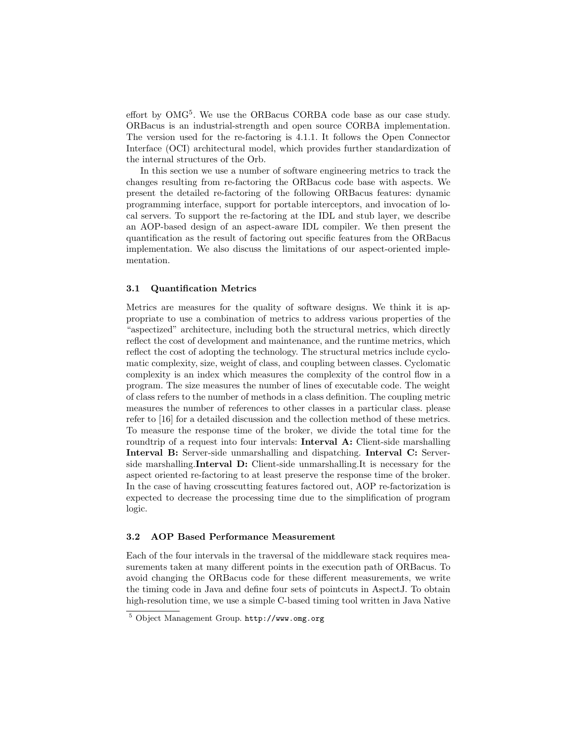effort by OMG[5]. We use the ORBacus CORBA code base as our case study. ORBacus is an industrial-strength and open source CORBA implementation. The version used for the re-factoring is 4.1.1. It follows the Open Connector Interface (OCI) architectural model, which provides further standardization of the internal structures of the Orb.

In this section we use a number of software engineering metrics to track the changes resulting from re-factoring the ORBacus code base with aspects. We present the detailed re-factoring of the following ORBacus features: dynamic programming interface, support for portable interceptors, and invocation of local servers. To support the re-factoring at the IDL and stub layer, we describe an AOP-based design of an aspect-aware IDL compiler. We then present the quantification as the result of factoring out specific features from the ORBacus implementation. We also discuss the limitations of our aspect-oriented implementation.

### 3.1 Quantification Metrics

Metrics are measures for the quality of software designs. We think it is appropriate to use a combination of metrics to address various properties of the "aspectized" architecture, including both the structural metrics, which directly reflect the cost of development and maintenance, and the runtime metrics, which reflect the cost of adopting the technology. The structural metrics include cyclomatic complexity, size, weight of class, and coupling between classes. Cyclomatic complexity is an index which measures the complexity of the control flow in a program. The size measures the number of lines of executable code. The weight of class refers to the number of methods in a class definition. The coupling metric measures the number of references to other classes in a particular class. please refer to [16] for a detailed discussion and the collection method of these metrics. To measure the response time of the broker, we divide the total time for the roundtrip of a request into four intervals: **Interval A:** Client-side marshalling **Interval B:** Server-side unmarshalling and dispatching. **Interval C:** Server-side marshalling.**Interval D:** Client-side unmarshalling.It is necessary for the aspect oriented re-factoring to at least preserve the response time of the broker. In the case of having crosscutting features factored out, AOP re-factorization is expected to decrease the processing time due to the simplification of program logic.

### 3.2 AOP Based Performance Measurement

Each of the four intervals in the traversal of the middleware stack requires measurements taken at many different points in the execution path of ORBacus. To avoid changing the ORBacus code for these different measurements, we write the timing code in Java and define four sets of pointcuts in AspectJ. To obtain high-resolution time, we use a simple C-based timing tool written in Java Native

[5] Object Management Group. `http://www.omg.org`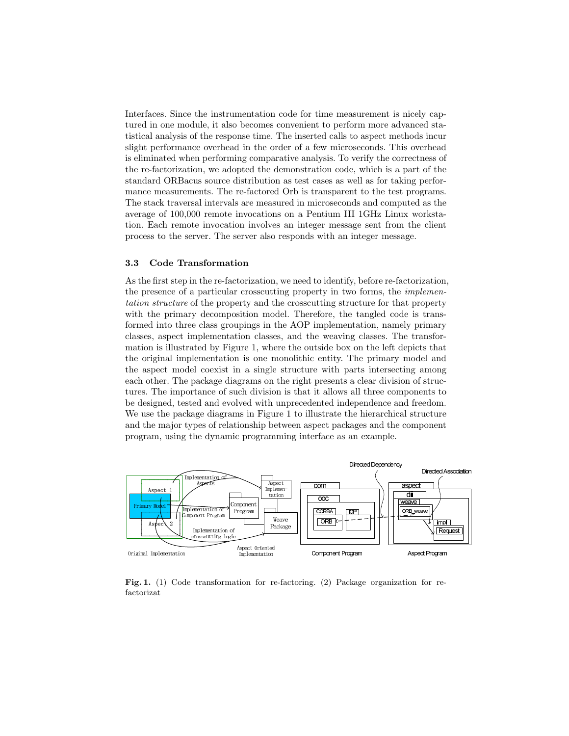Interfaces. Since the instrumentation code for time measurement is nicely captured in one module, it also becomes convenient to perform more advanced statistical analysis of the response time. The inserted calls to aspect methods incur slight performance overhead in the order of a few microseconds. This overhead is eliminated when performing comparative analysis. To verify the correctness of the re-factorization, we adopted the demonstration code, which is a part of the standard ORBacus source distribution as test cases as well as for taking performance measurements. The re-factored Orb is transparent to the test programs. The stack traversal intervals are measured in microseconds and computed as the average of 100,000 remote invocations on a Pentium III 1GHz Linux workstation. Each remote invocation involves an integer message sent from the client process to the server. The server also responds with an integer message.

### 3.3 Code Transformation

As the first step in the re-factorization, we need to identify, before re-factorization, the presence of a particular crosscutting property in two forms, the *implementation structure* of the property and the crosscutting structure for that property with the primary decomposition model. Therefore, the tangled code is transformed into three class groupings in the AOP implementation, namely primary classes, aspect implementation classes, and the weaving classes. The transformation is illustrated by Figure 1, where the outside box on the left depicts that the original implementation is one monolithic entity. The primary model and the aspect model coexist in a single structure with parts intersecting among each other. The package diagrams on the right presents a clear division of structures. The importance of such division is that it allows all three components to be designed, tested and evolved with unprecedented independence and freedom. We use the package diagrams in Figure 1 to illustrate the hierarchical structure and the major types of relationship between aspect packages and the component program, using the dynamic programming interface as an example.

**Fig. 1.** (1) Code transformation for re-factoring. (2) Package organization for re-factorizat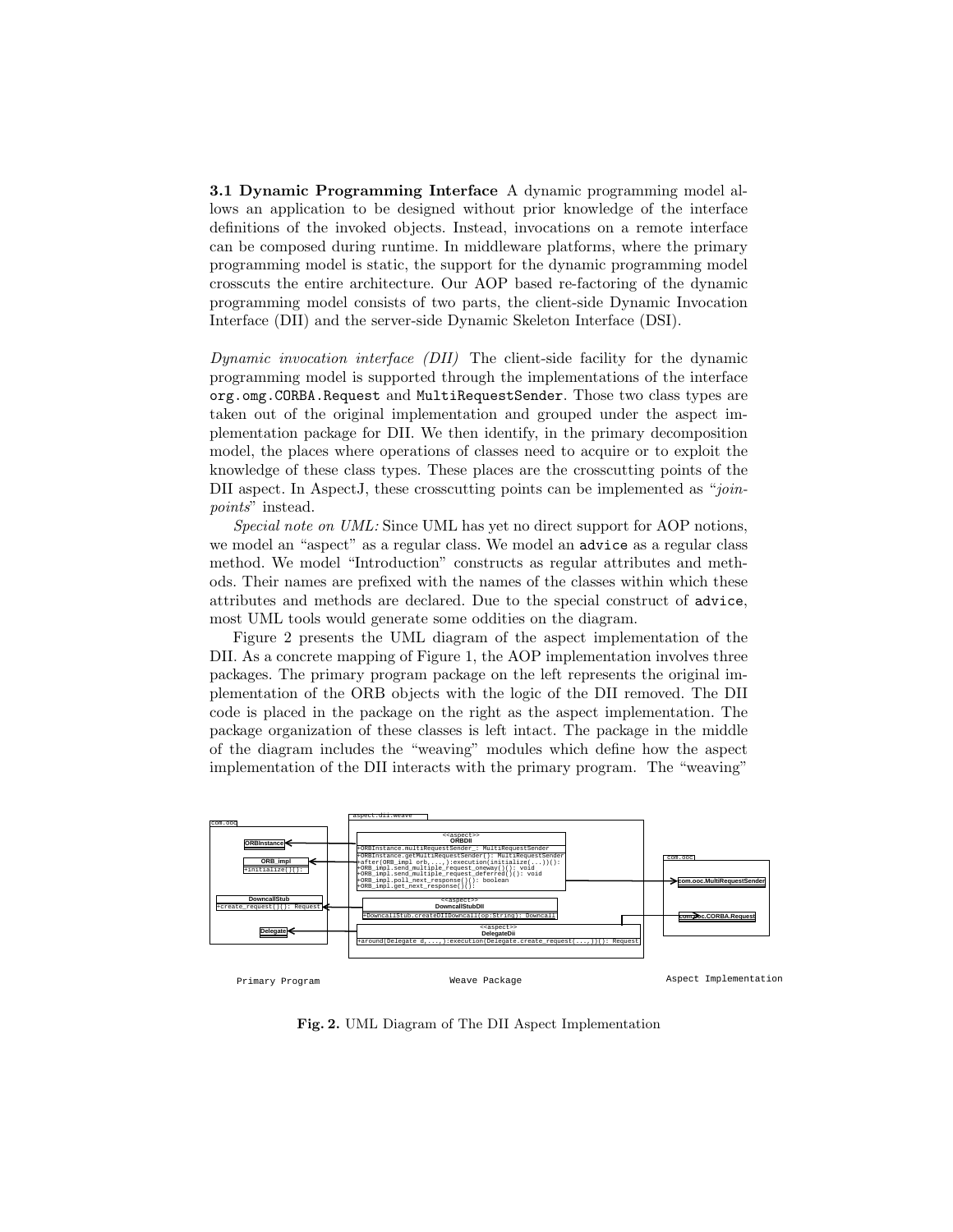**3.1 Dynamic Programming Interface** A dynamic programming model allows an application to be designed without prior knowledge of the interface definitions of the invoked objects. Instead, invocations on a remote interface can be composed during runtime. In middleware platforms, where the primary programming model is static, the support for the dynamic programming model crosscuts the entire architecture. Our AOP based re-factoring of the dynamic programming model consists of two parts, the client-side Dynamic Invocation Interface (DII) and the server-side Dynamic Skeleton Interface (DSI).

*Dynamic invocation interface (DII)* The client-side facility for the dynamic programming model is supported through the implementations of the interface `org.omg.CORBA.Request` and `MultiRequestSender`. Those two class types are taken out of the original implementation and grouped under the aspect implementation package for DII. We then identify, in the primary decomposition model, the places where operations of classes need to acquire or to exploit the knowledge of these class types. These places are the crosscutting points of the DII aspect. In AspectJ, these crosscutting points can be implemented as "*joinpoints*" instead.

*Special note on UML:* Since UML has yet no direct support for AOP notions, we model an "aspect" as a regular class. We model an `advice` as a regular class method. We model "Introduction" constructs as regular attributes and methods. Their names are prefixed with the names of the classes within which these attributes and methods are declared. Due to the special construct of `advice`, most UML tools would generate some oddities on the diagram.

Figure 2 presents the UML diagram of the aspect implementation of the DII. As a concrete mapping of Figure 1, the AOP implementation involves three packages. The primary program package on the left represents the original implementation of the ORB objects with the logic of the DII removed. The DII code is placed in the package on the right as the aspect implementation. The package organization of these classes is left intact. The package in the middle of the diagram includes the "weaving" modules which define how the aspect implementation of the DII interacts with the primary program. The "weaving"

Fig. 2. UML Diagram of The DII Aspect Implementation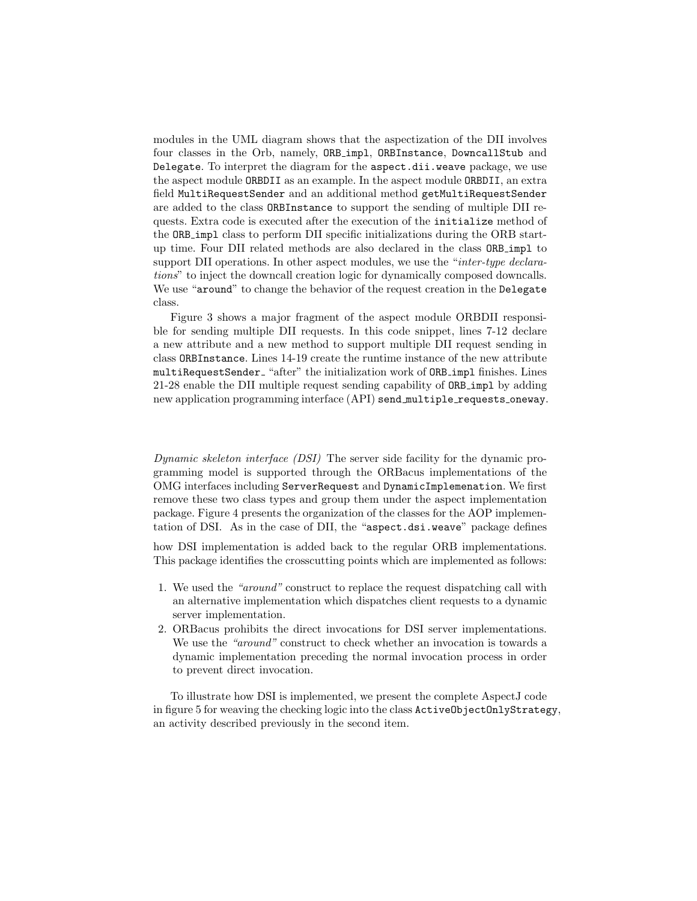modules in the UML diagram shows that the aspectization of the DII involves four classes in the Orb, namely, `ORB_impl`, `ORBInstance`, `DowncallStub` and `Delegate`. To interpret the diagram for the `aspect.dii.weave` package, we use the aspect module `ORBDII` as an example. In the aspect module `ORBDII`, an extra field `MultiRequestSender` and an additional method `getMultiRequestSender` are added to the class `ORBInstance` to support the sending of multiple DII requests. Extra code is executed after the execution of the `initialize` method of the `ORB_impl` class to perform DII specific initializations during the ORB start-up time. Four DII related methods are also declared in the class `ORB_impl` to support DII operations. In other aspect modules, we use the "*inter-type declarations*" to inject the downcall creation logic for dynamically composed downcalls. We use "`around`" to change the behavior of the request creation in the `Delegate` class.

Figure 3 shows a major fragment of the aspect module ORBDII responsible for sending multiple DII requests. In this code snippet, lines 7-12 declare a new attribute and a new method to support multiple DII request sending in class `ORBInstance`. Lines 14-19 create the runtime instance of the new attribute `multiRequestSender_` "after" the initialization work of `ORB_impl` finishes. Lines 21-28 enable the DII multiple request sending capability of `ORB_impl` by adding new application programming interface (API) `send_multiple_requests_oneway`.

*Dynamic skeleton interface (DSI)* The server side facility for the dynamic programming model is supported through the ORBacus implementations of the OMG interfaces including `ServerRequest` and `DynamicImplemenation`. We first remove these two class types and group them under the aspect implementation package. Figure 4 presents the organization of the classes for the AOP implementation of DSI. As in the case of DII, the "`aspect.dsi.weave`" package defines how DSI implementation is added back to the regular ORB implementations. This package identifies the crosscutting points which are implemented as follows:

1. We used the *"around"* construct to replace the request dispatching call with an alternative implementation which dispatches client requests to a dynamic server implementation.
2. ORBacus prohibits the direct invocations for DSI server implementations. We use the *"around"* construct to check whether an invocation is towards a dynamic implementation preceding the normal invocation process in order to prevent direct invocation.

To illustrate how DSI is implemented, we present the complete AspectJ code in figure 5 for weaving the checking logic into the class `ActiveObjectOnlyStrategy`, an activity described previously in the second item.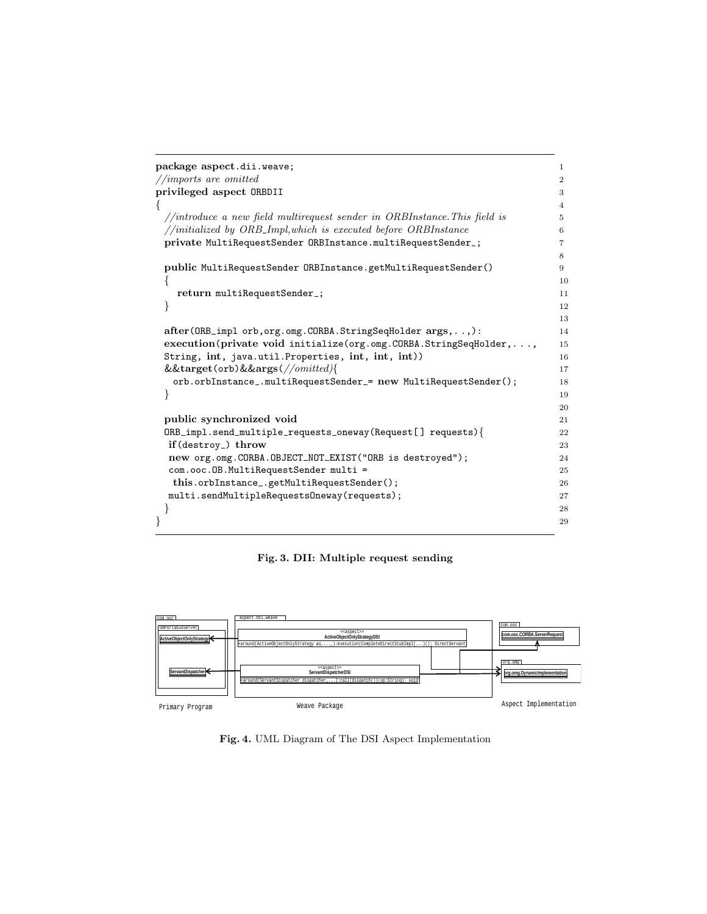```
package aspect.dii.weave;                                                    1
//imports are omitted                                                        2
privileged aspect ORBDII                                                     3
{                                                                            4
  //introduce a new field multirequest sender in ORBInstance.This field is   5
  //initialized by ORB_Impl,which is executed before ORBInstance             6
  private MultiRequestSender ORBInstance.multiRequestSender_;                7
                                                                             8
  public MultiRequestSender ORBInstance.getMultiRequestSender()              9
  {                                                                          10
    return multiRequestSender_;                                              11
  }                                                                          12
                                                                             13
  after(ORB_impl orb,org.omg.CORBA.StringSeqHolder args,..,):                14
  execution(private void initialize(org.omg.CORBA.StringSeqHolder,...,       15
  String, int, java.util.Properties, int, int, int))                         16
  &&target(orb)&&args(//omitted){                                            17
    orb.orbInstance_.multiRequestSender_= new MultiRequestSender();          18
  }                                                                          19
                                                                             20
  public synchronized void                                                   21
  ORB_impl.send_multiple_requests_oneway(Request[] requests){                22
   if(destroy_) throw                                                        23
   new org.omg.CORBA.OBJECT_NOT_EXIST("ORB is destroyed");                   24
   com.ooc.OB.MultiRequestSender multi =                                     25
    this.orbInstance_.getMultiRequestSender();                               26
   multi.sendMultipleRequestsOneway(requests);                               27
  }                                                                          28
}                                                                            29
```

**Fig. 3. DII: Multiple request sending**

**Fig. 4.** UML Diagram of The DSI Aspect Implementation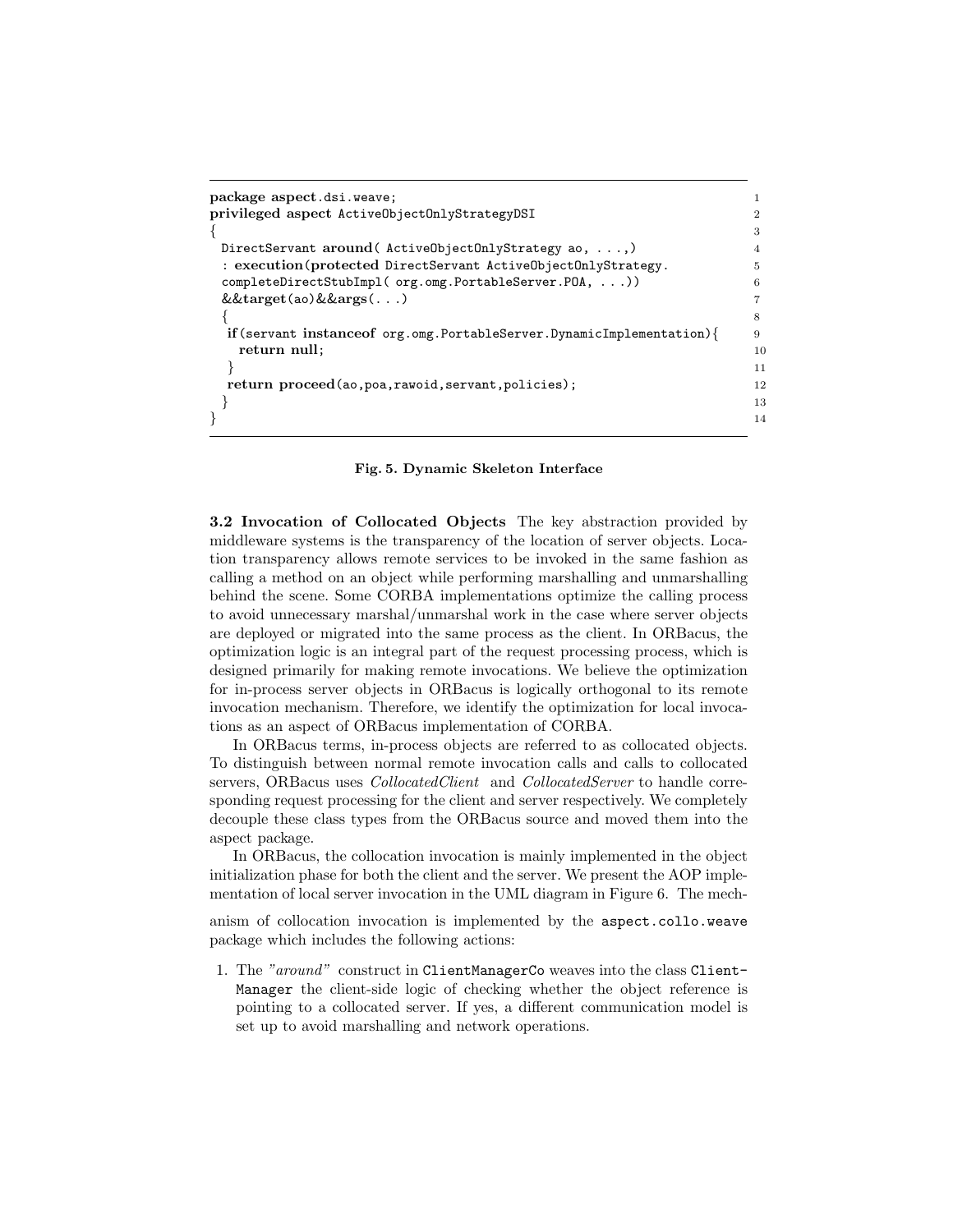```
package aspect.dsi.weave;                                                    1
privileged aspect ActiveObjectOnlyStrategyDSI                                2
{                                                                            3
 DirectServant around( ActiveObjectOnlyStrategy ao, ...,)                    4
 : execution(protected DirectServant ActiveObjectOnlyStrategy.               5
 completeDirectStubImpl( org.omg.PortableServer.POA, ...))                   6
 &&target(ao)&&args(...)                                                     7
 {                                                                           8
  if(servant instanceof org.omg.PortableServer.DynamicImplementation){       9
    return null;                                                             10
  }                                                                          11
  return proceed(ao,poa,rawoid,servant,policies);                            12
 }                                                                           13
}                                                                            14
```

**Fig. 5. Dynamic Skeleton Interface**

**3.2 Invocation of Collocated Objects** The key abstraction provided by middleware systems is the transparency of the location of server objects. Location transparency allows remote services to be invoked in the same fashion as calling a method on an object while performing marshalling and unmarshalling behind the scene. Some CORBA implementations optimize the calling process to avoid unnecessary marshal/unmarshal work in the case where server objects are deployed or migrated into the same process as the client. In ORBacus, the optimization logic is an integral part of the request processing process, which is designed primarily for making remote invocations. We believe the optimization for in-process server objects in ORBacus is logically orthogonal to its remote invocation mechanism. Therefore, we identify the optimization for local invocations as an aspect of ORBacus implementation of CORBA.

In ORBacus terms, in-process objects are referred to as collocated objects. To distinguish between normal remote invocation calls and calls to collocated servers, ORBacus uses *CollocatedClient* and *CollocatedServer* to handle corresponding request processing for the client and server respectively. We completely decouple these class types from the ORBacus source and moved them into the aspect package.

In ORBacus, the collocation invocation is mainly implemented in the object initialization phase for both the client and the server. We present the AOP implementation of local server invocation in the UML diagram in Figure 6. The mechanism of collocation invocation is implemented by the `aspect.collo.weave` package which includes the following actions:

1. The *"around"* construct in `ClientManagerCo` weaves into the class `ClientManager` the client-side logic of checking whether the object reference is pointing to a collocated server. If yes, a different communication model is set up to avoid marshalling and network operations.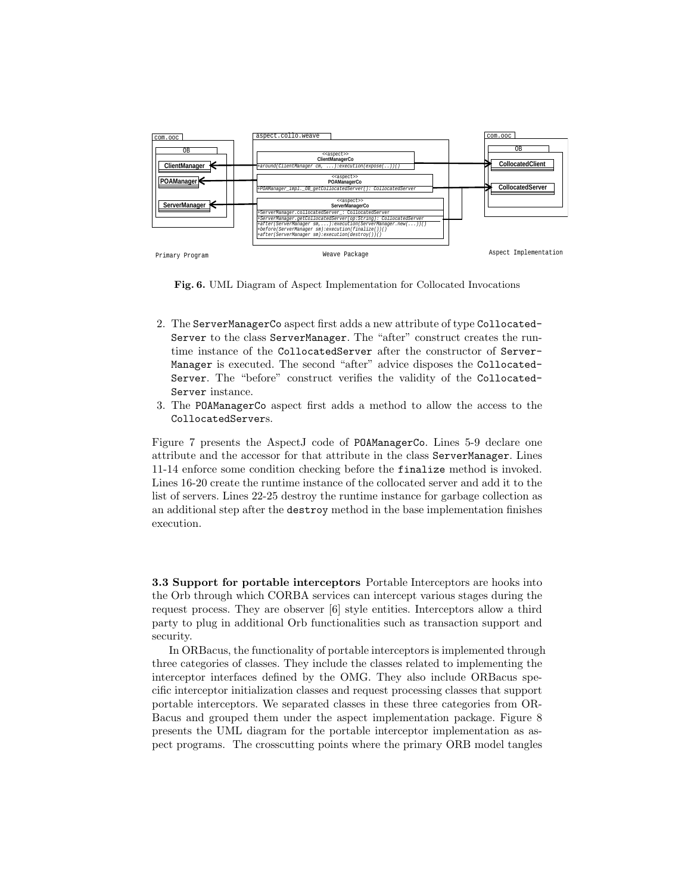**Fig. 6.** UML Diagram of Aspect Implementation for Collocated Invocations

2. The `ServerManagerCo` aspect first adds a new attribute of type `CollocatedServer` to the class `ServerManager`. The "after" construct creates the runtime instance of the `CollocatedServer` after the constructor of `ServerManager` is executed. The second "after" advice disposes the `CollocatedServer`. The "before" construct verifies the validity of the `CollocatedServer` instance.
3. The `POAManagerCo` aspect first adds a method to allow the access to the `CollocatedServer`s.

Figure 7 presents the AspectJ code of `POAManagerCo`. Lines 5-9 declare one attribute and the accessor for that attribute in the class `ServerManager`. Lines 11-14 enforce some condition checking before the `finalize` method is invoked. Lines 16-20 create the runtime instance of the collocated server and add it to the list of servers. Lines 22-25 destroy the runtime instance for garbage collection as an additional step after the `destroy` method in the base implementation finishes execution.

**3.3 Support for portable interceptors** Portable Interceptors are hooks into the Orb through which CORBA services can intercept various stages during the request process. They are observer [6] style entities. Interceptors allow a third party to plug in additional Orb functionalities such as transaction support and security.

In ORBacus, the functionality of portable interceptors is implemented through three categories of classes. They include the classes related to implementing the interceptor interfaces defined by the OMG. They also include ORBacus specific interceptor initialization classes and request processing classes that support portable interceptors. We separated classes in these three categories from ORBacus and grouped them under the aspect implementation package. Figure 8 presents the UML diagram for the portable interceptor implementation as aspect programs. The crosscutting points where the primary ORB model tangles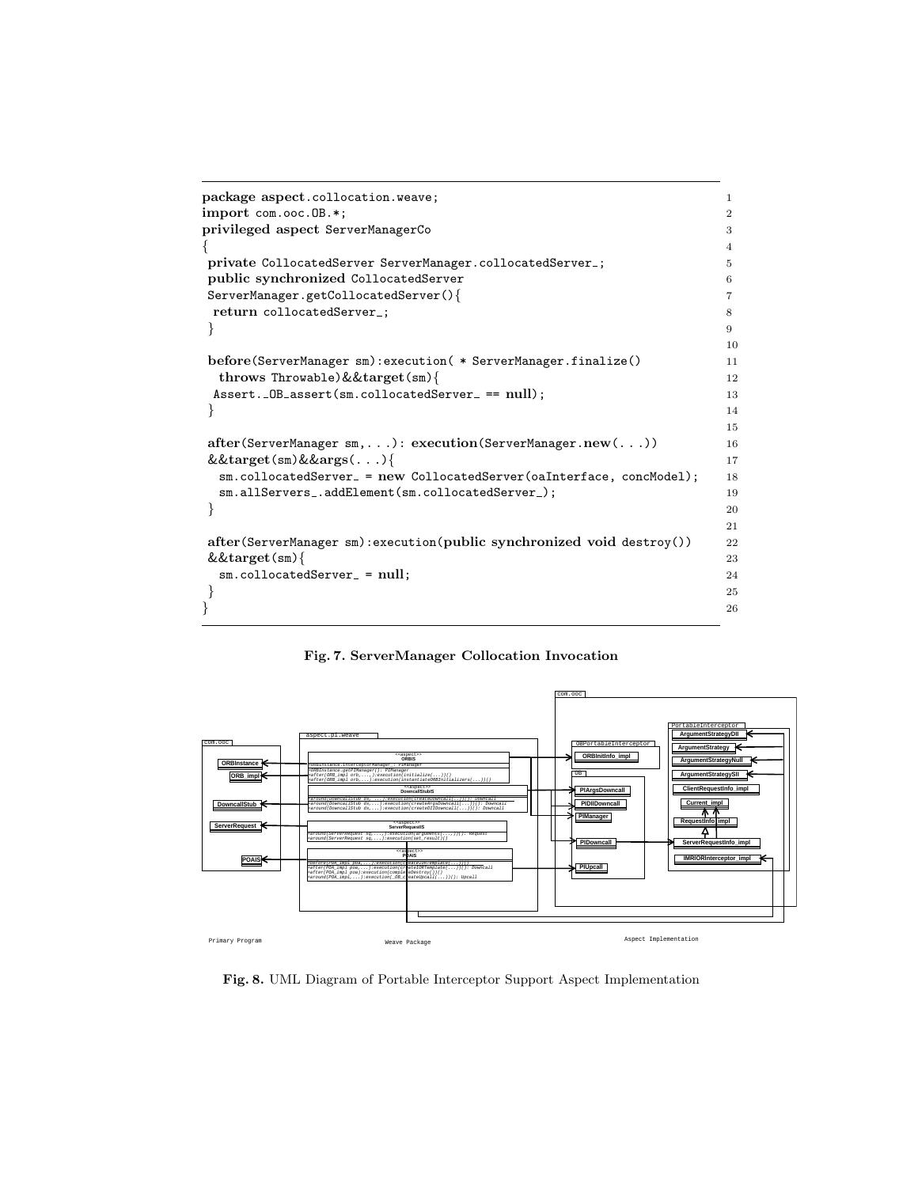```
package aspect.collocation.weave;
import com.ooc.OB.*;
privileged aspect ServerManagerCo
{
 private CollocatedServer ServerManager.collocatedServer_;
 public synchronized CollocatedServer
 ServerManager.getCollocatedServer(){
  return collocatedServer_;
 }

 before(ServerManager sm):execution( * ServerManager.finalize()
   throws Throwable)&&target(sm){
  Assert._OB_assert(sm.collocatedServer_ == null);
 }

 after(ServerManager sm,...): execution(ServerManager.new(...))
 &&target(sm)&&args(...){
   sm.collocatedServer_ = new CollocatedServer(oaInterface, concModel);
   sm.allServers_.addElement(sm.collocatedServer_);
 }

 after(ServerManager sm):execution(public synchronized void destroy())
 &&target(sm){
   sm.collocatedServer_ = null;
 }
}
```

**Fig. 7. ServerManager Collocation Invocation**

**Fig. 8.** UML Diagram of Portable Interceptor Support Aspect Implementation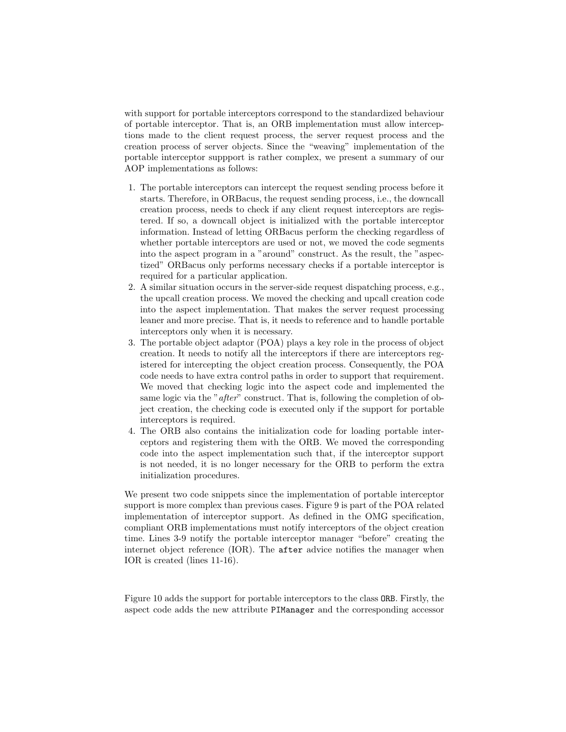with support for portable interceptors correspond to the standardized behaviour of portable interceptor. That is, an ORB implementation must allow interceptions made to the client request process, the server request process and the creation process of server objects. Since the "weaving" implementation of the portable interceptor suppport is rather complex, we present a summary of our AOP implementations as follows:

1. The portable interceptors can intercept the request sending process before it starts. Therefore, in ORBacus, the request sending process, i.e., the downcall creation process, needs to check if any client request interceptors are registered. If so, a downcall object is initialized with the portable interceptor information. Instead of letting ORBacus perform the checking regardless of whether portable interceptors are used or not, we moved the code segments into the aspect program in a "around" construct. As the result, the "aspectized" ORBacus only performs necessary checks if a portable interceptor is required for a particular application.
2. A similar situation occurs in the server-side request dispatching process, e.g., the upcall creation process. We moved the checking and upcall creation code into the aspect implementation. That makes the server request processing leaner and more precise. That is, it needs to reference and to handle portable interceptors only when it is necessary.
3. The portable object adaptor (POA) plays a key role in the process of object creation. It needs to notify all the interceptors if there are interceptors registered for intercepting the object creation process. Consequently, the POA code needs to have extra control paths in order to support that requirement. We moved that checking logic into the aspect code and implemented the same logic via the "*after*" construct. That is, following the completion of object creation, the checking code is executed only if the support for portable interceptors is required.
4. The ORB also contains the initialization code for loading portable interceptors and registering them with the ORB. We moved the corresponding code into the aspect implementation such that, if the interceptor support is not needed, it is no longer necessary for the ORB to perform the extra initialization procedures.

We present two code snippets since the implementation of portable interceptor support is more complex than previous cases. Figure 9 is part of the POA related implementation of interceptor support. As defined in the OMG specification, compliant ORB implementations must notify interceptors of the object creation time. Lines 3-9 notify the portable interceptor manager "before" creating the internet object reference (IOR). The `after` advice notifies the manager when IOR is created (lines 11-16).

Figure 10 adds the support for portable interceptors to the class `ORB`. Firstly, the aspect code adds the new attribute `PIManager` and the corresponding accessor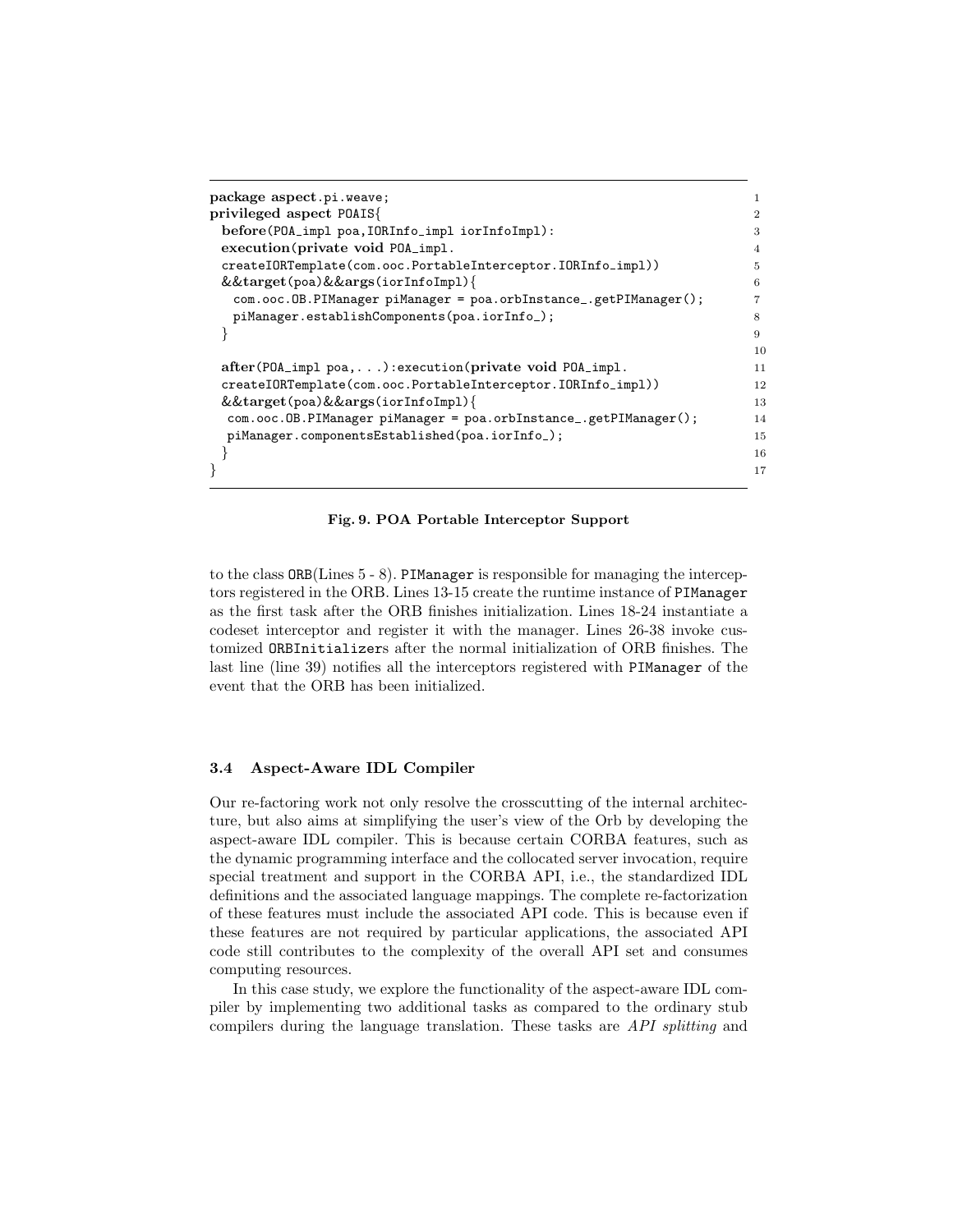```
package aspect.pi.weave;
privileged aspect POAIS{
 before(POA_impl poa,IORInfo_impl iorInfoImpl):
 execution(private void POA_impl.
 createIORTemplate(com.ooc.PortableInterceptor.IORInfo_impl))
 &&target(poa)&&args(iorInfoImpl){
   com.ooc.OB.PIManager piManager = poa.orbInstance_.getPIManager();
   piManager.establishComponents(poa.iorInfo_);
 }

 after(POA_impl poa,...):execution(private void POA_impl.
 createIORTemplate(com.ooc.PortableInterceptor.IORInfo_impl))
 &&target(poa)&&args(iorInfoImpl){
  com.ooc.OB.PIManager piManager = poa.orbInstance_.getPIManager();
  piManager.componentsEstablished(poa.iorInfo_);
 }
}
```

**Fig. 9. POA Portable Interceptor Support**

to the class ORB(Lines 5 - 8). PIManager is responsible for managing the interceptors registered in the ORB. Lines 13-15 create the runtime instance of PIManager as the first task after the ORB finishes initialization. Lines 18-24 instantiate a codeset interceptor and register it with the manager. Lines 26-38 invoke customized ORBInitializers after the normal initialization of ORB finishes. The last line (line 39) notifies all the interceptors registered with PIManager of the event that the ORB has been initialized.

### 3.4 Aspect-Aware IDL Compiler

Our re-factoring work not only resolve the crosscutting of the internal architecture, but also aims at simplifying the user's view of the Orb by developing the aspect-aware IDL compiler. This is because certain CORBA features, such as the dynamic programming interface and the collocated server invocation, require special treatment and support in the CORBA API, i.e., the standardized IDL definitions and the associated language mappings. The complete re-factorization of these features must include the associated API code. This is because even if these features are not required by particular applications, the associated API code still contributes to the complexity of the overall API set and consumes computing resources.

In this case study, we explore the functionality of the aspect-aware IDL compiler by implementing two additional tasks as compared to the ordinary stub compilers during the language translation. These tasks are *API splitting* and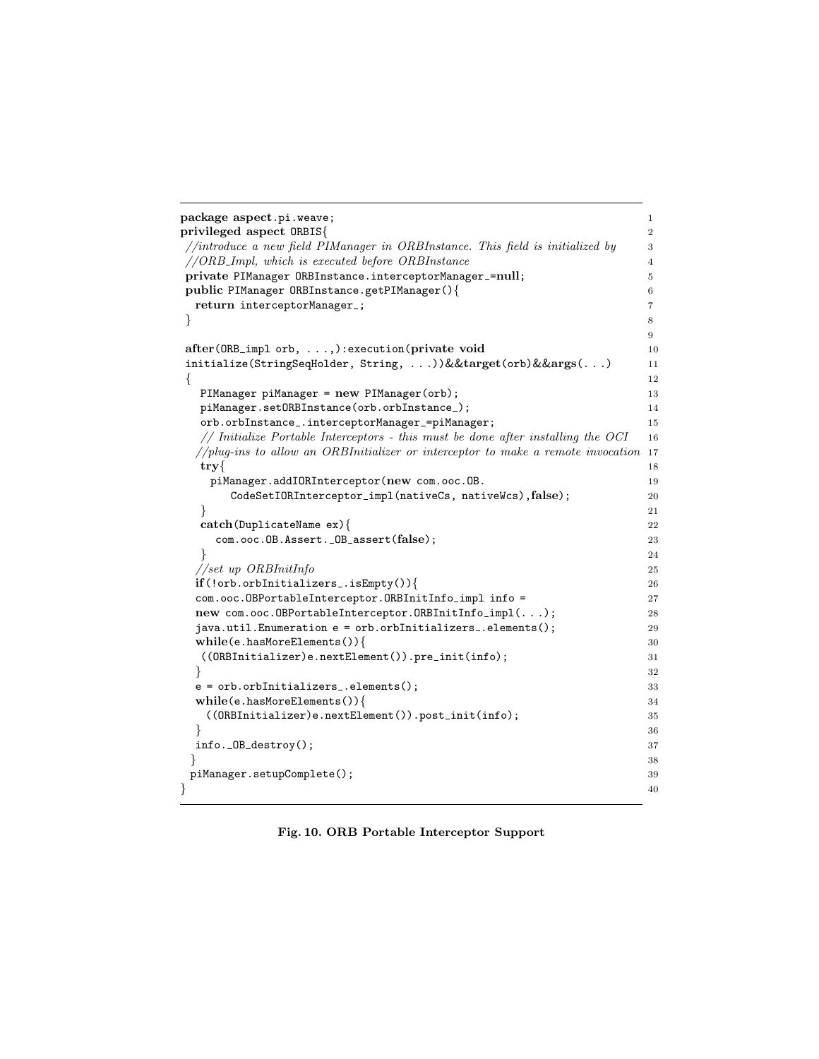```
package aspect.pi.weave;
privileged aspect ORBIS{
 //introduce a new field PIManager in ORBInstance. This field is initialized by
 //ORB_Impl, which is executed before ORBInstance
 private PIManager ORBInstance.interceptorManager_=null;
 public PIManager ORBInstance.getPIManager(){
  return interceptorManager_;
 }

 after(ORB_impl orb, ...,):execution(private void
 initialize(StringSeqHolder, String, ...))&&target(orb)&&args(...)
 {
   PIManager piManager = new PIManager(orb);
   piManager.setORBInstance(orb.orbInstance_);
   orb.orbInstance_.interceptorManager_=piManager;
   // Initialize Portable Interceptors - this must be done after installing the OCI
  //plug-ins to allow an ORBInitializer or interceptor to make a remote invocation
   try{
     piManager.addIORInterceptor(new com.ooc.OB.
         CodeSetIORInterceptor_impl(nativeCs, nativeWcs),false);
   }
   catch(DuplicateName ex){
     com.ooc.OB.Assert._OB_assert(false);
   }
  //set up ORBInitInfo
  if(!orb.orbInitializers_.isEmpty()){
  com.ooc.OBPortableInterceptor.ORBInitInfo_impl info =
  new com.ooc.OBPortableInterceptor.ORBInitInfo_impl(...);
  java.util.Enumeration e = orb.orbInitializers_.elements();
  while(e.hasMoreElements()){
   ((ORBInitializer)e.nextElement()).pre_init(info);
  }
  e = orb.orbInitializers_.elements();
  while(e.hasMoreElements()){
    ((ORBInitializer)e.nextElement()).post_init(info);
  }
  info._OB_destroy();
 }
 piManager.setupComplete();
}
```

**Fig. 10. ORB Portable Interceptor Support**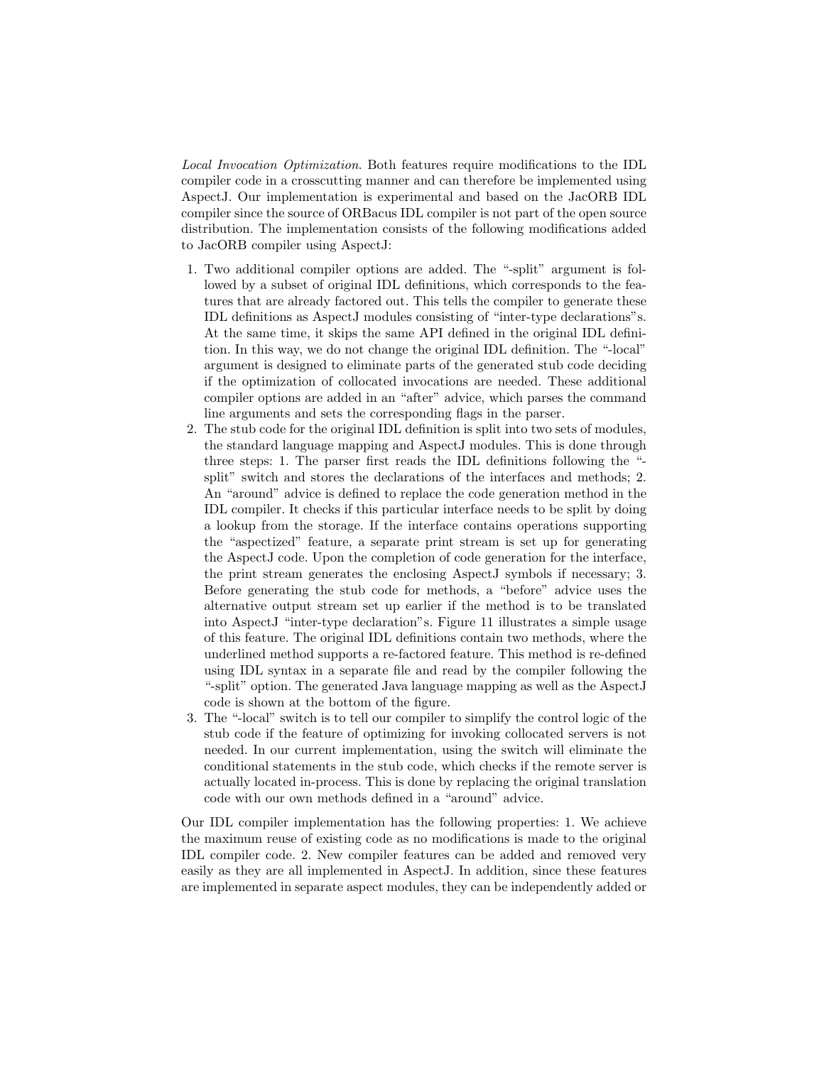*Local Invocation Optimization*. Both features require modifications to the IDL compiler code in a crosscutting manner and can therefore be implemented using AspectJ. Our implementation is experimental and based on the JacORB IDL compiler since the source of ORBacus IDL compiler is not part of the open source distribution. The implementation consists of the following modifications added to JacORB compiler using AspectJ:

1. Two additional compiler options are added. The "-split" argument is followed by a subset of original IDL definitions, which corresponds to the features that are already factored out. This tells the compiler to generate these IDL definitions as AspectJ modules consisting of "inter-type declarations"s. At the same time, it skips the same API defined in the original IDL definition. In this way, we do not change the original IDL definition. The "-local" argument is designed to eliminate parts of the generated stub code deciding if the optimization of collocated invocations are needed. These additional compiler options are added in an "after" advice, which parses the command line arguments and sets the corresponding flags in the parser.
2. The stub code for the original IDL definition is split into two sets of modules, the standard language mapping and AspectJ modules. This is done through three steps: 1. The parser first reads the IDL definitions following the "-split" switch and stores the declarations of the interfaces and methods; 2. An "around" advice is defined to replace the code generation method in the IDL compiler. It checks if this particular interface needs to be split by doing a lookup from the storage. If the interface contains operations supporting the "aspectized" feature, a separate print stream is set up for generating the AspectJ code. Upon the completion of code generation for the interface, the print stream generates the enclosing AspectJ symbols if necessary; 3. Before generating the stub code for methods, a "before" advice uses the alternative output stream set up earlier if the method is to be translated into AspectJ "inter-type declaration"s. Figure 11 illustrates a simple usage of this feature. The original IDL definitions contain two methods, where the underlined method supports a re-factored feature. This method is re-defined using IDL syntax in a separate file and read by the compiler following the "-split" option. The generated Java language mapping as well as the AspectJ code is shown at the bottom of the figure.
3. The "-local" switch is to tell our compiler to simplify the control logic of the stub code if the feature of optimizing for invoking collocated servers is not needed. In our current implementation, using the switch will eliminate the conditional statements in the stub code, which checks if the remote server is actually located in-process. This is done by replacing the original translation code with our own methods defined in a "around" advice.

Our IDL compiler implementation has the following properties: 1. We achieve the maximum reuse of existing code as no modifications is made to the original IDL compiler code. 2. New compiler features can be added and removed very easily as they are all implemented in AspectJ. In addition, since these features are implemented in separate aspect modules, they can be independently added or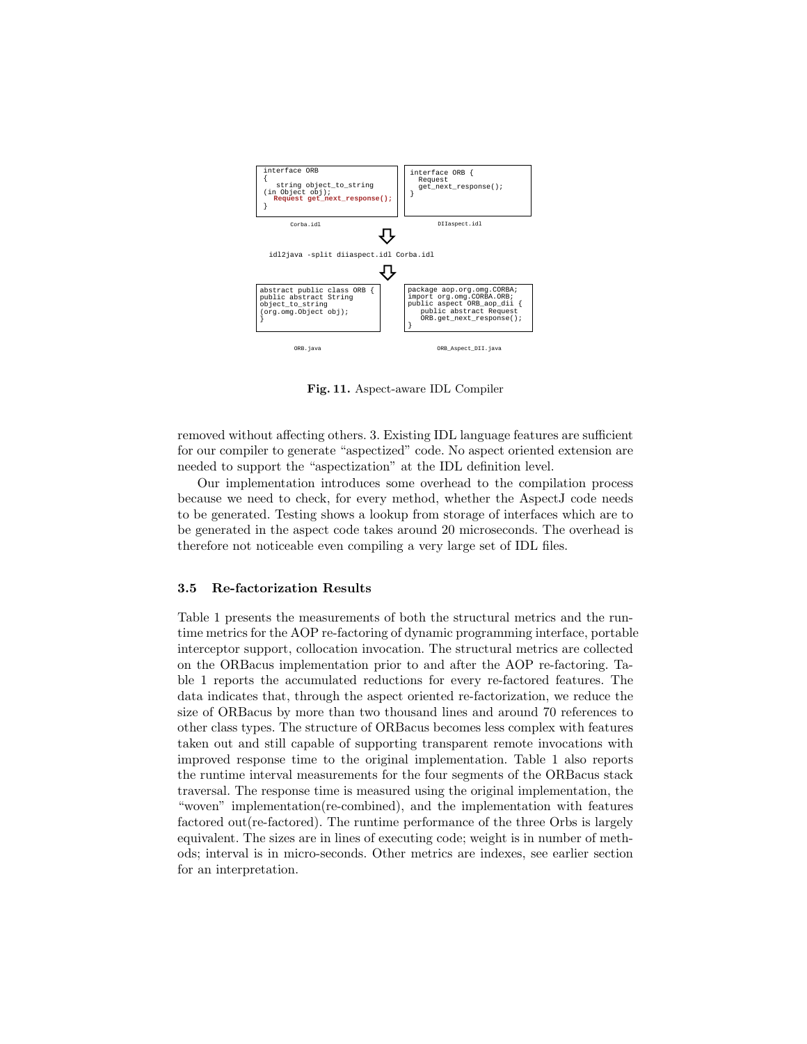```
interface ORB
{
   string object_to_string
(in Object obj);
   Request get_next_response();
}
```

Corba.idl

```
interface ORB {
  Request
  get_next_response();
}
```

DIIaspect.idl

```
idl2java -split diiaspect.idl Corba.idl
```

```
abstract public class ORB {
public abstract String
object_to_string
(org.omg.Object obj);
}
```

ORB.java

```
package aop.org.omg.CORBA;
import org.omg.CORBA.ORB;
public aspect ORB_aop_dii {
   public abstract Request
   ORB.get_next_response();
}
```

ORB_Aspect_DII.java

**Fig. 11.** Aspect-aware IDL Compiler

removed without affecting others. 3. Existing IDL language features are sufficient for our compiler to generate "aspectized" code. No aspect oriented extension are needed to support the "aspectization" at the IDL definition level.

Our implementation introduces some overhead to the compilation process because we need to check, for every method, whether the AspectJ code needs to be generated. Testing shows a lookup from storage of interfaces which are to be generated in the aspect code takes around 20 microseconds. The overhead is therefore not noticeable even compiling a very large set of IDL files.

### 3.5 Re-factorization Results

Table 1 presents the measurements of both the structural metrics and the runtime metrics for the AOP re-factoring of dynamic programming interface, portable interceptor support, collocation invocation. The structural metrics are collected on the ORBacus implementation prior to and after the AOP re-factoring. Table 1 reports the accumulated reductions for every re-factored features. The data indicates that, through the aspect oriented re-factorization, we reduce the size of ORBacus by more than two thousand lines and around 70 references to other class types. The structure of ORBacus becomes less complex with features taken out and still capable of supporting transparent remote invocations with improved response time to the original implementation. Table 1 also reports the runtime interval measurements for the four segments of the ORBacus stack traversal. The response time is measured using the original implementation, the "woven" implementation(re-combined), and the implementation with features factored out(re-factored). The runtime performance of the three Orbs is largely equivalent. The sizes are in lines of executing code; weight is in number of methods; interval is in micro-seconds. Other metrics are indexes, see earlier section for an interpretation.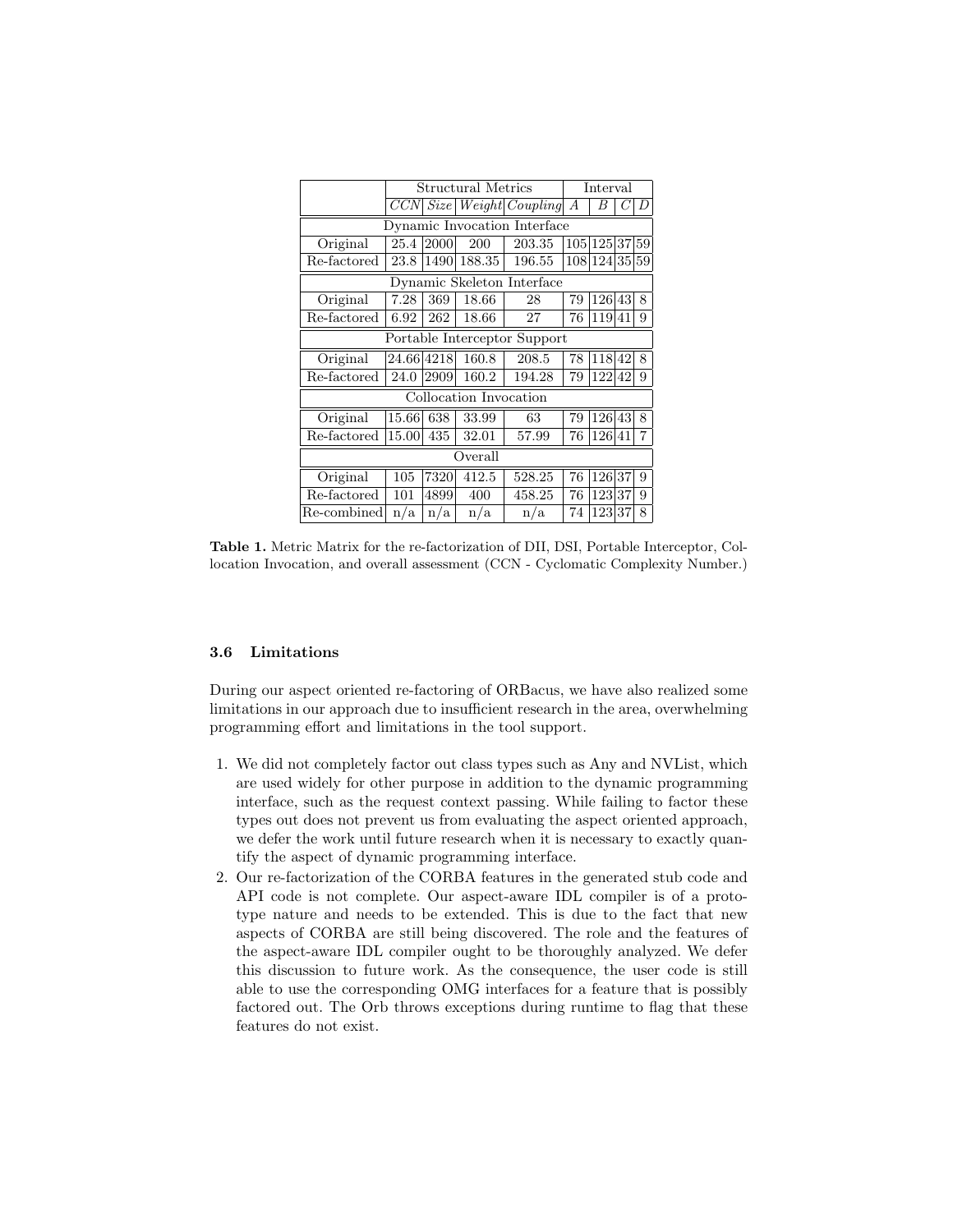| | Structural Metrics | | | | Interval | | | |
|---|---|---|---|---|---|---|---|---|
| | *CCN* | *Size* | *Weight* | *Coupling* | *A* | *B* | *C* | *D* |
| Dynamic Invocation Interface | | | | | | | | |
| Original | 25.4 | 2000 | 200 | 203.35 | 105 | 125 | 37 | 59 |
| Re-factored | 23.8 | 1490 | 188.35 | 196.55 | 108 | 124 | 35 | 59 |
| Dynamic Skeleton Interface | | | | | | | | |
| Original | 7.28 | 369 | 18.66 | 28 | 79 | 126 | 43 | 8 |
| Re-factored | 6.92 | 262 | 18.66 | 27 | 76 | 119 | 41 | 9 |
| Portable Interceptor Support | | | | | | | | |
| Original | 24.66 | 4218 | 160.8 | 208.5 | 78 | 118 | 42 | 8 |
| Re-factored | 24.0 | 2909 | 160.2 | 194.28 | 79 | 122 | 42 | 9 |
| Collocation Invocation | | | | | | | | |
| Original | 15.66 | 638 | 33.99 | 63 | 79 | 126 | 43 | 8 |
| Re-factored | 15.00 | 435 | 32.01 | 57.99 | 76 | 126 | 41 | 7 |
| Overall | | | | | | | | |
| Original | 105 | 7320 | 412.5 | 528.25 | 76 | 126 | 37 | 9 |
| Re-factored | 101 | 4899 | 400 | 458.25 | 76 | 123 | 37 | 9 |
| Re-combined | n/a | n/a | n/a | n/a | 74 | 123 | 37 | 8 |

**Table 1.** Metric Matrix for the re-factorization of DII, DSI, Portable Interceptor, Collocation Invocation, and overall assessment (CCN - Cyclomatic Complexity Number.)

### 3.6 Limitations

During our aspect oriented re-factoring of ORBacus, we have also realized some limitations in our approach due to insufficient research in the area, overwhelming programming effort and limitations in the tool support.

1. We did not completely factor out class types such as Any and NVList, which are used widely for other purpose in addition to the dynamic programming interface, such as the request context passing. While failing to factor these types out does not prevent us from evaluating the aspect oriented approach, we defer the work until future research when it is necessary to exactly quantify the aspect of dynamic programming interface.
2. Our re-factorization of the CORBA features in the generated stub code and API code is not complete. Our aspect-aware IDL compiler is of a prototype nature and needs to be extended. This is due to the fact that new aspects of CORBA are still being discovered. The role and the features of the aspect-aware IDL compiler ought to be thoroughly analyzed. We defer this discussion to future work. As the consequence, the user code is still able to use the corresponding OMG interfaces for a feature that is possibly factored out. The Orb throws exceptions during runtime to flag that these features do not exist.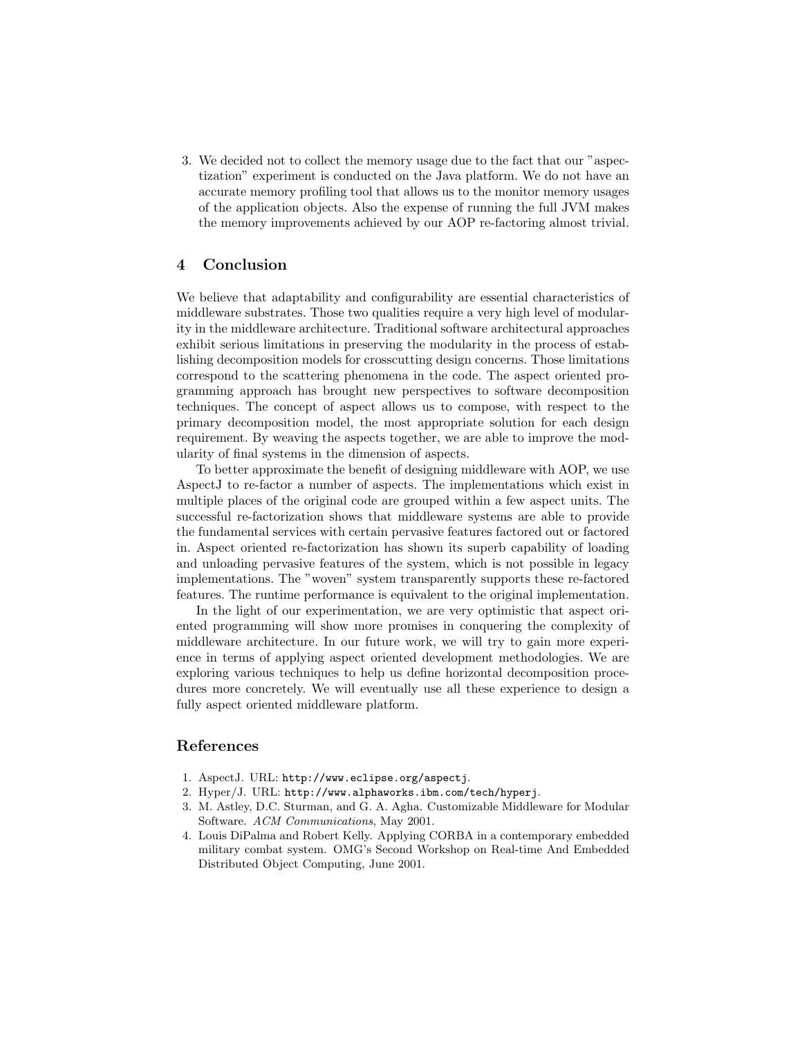3. We decided not to collect the memory usage due to the fact that our "aspectization" experiment is conducted on the Java platform. We do not have an accurate memory profiling tool that allows us to the monitor memory usages of the application objects. Also the expense of running the full JVM makes the memory improvements achieved by our AOP re-factoring almost trivial.

## 4 Conclusion

We believe that adaptability and configurability are essential characteristics of middleware substrates. Those two qualities require a very high level of modularity in the middleware architecture. Traditional software architectural approaches exhibit serious limitations in preserving the modularity in the process of establishing decomposition models for crosscutting design concerns. Those limitations correspond to the scattering phenomena in the code. The aspect oriented programming approach has brought new perspectives to software decomposition techniques. The concept of aspect allows us to compose, with respect to the primary decomposition model, the most appropriate solution for each design requirement. By weaving the aspects together, we are able to improve the modularity of final systems in the dimension of aspects.

To better approximate the benefit of designing middleware with AOP, we use AspectJ to re-factor a number of aspects. The implementations which exist in multiple places of the original code are grouped within a few aspect units. The successful re-factorization shows that middleware systems are able to provide the fundamental services with certain pervasive features factored out or factored in. Aspect oriented re-factorization has shown its superb capability of loading and unloading pervasive features of the system, which is not possible in legacy implementations. The "woven" system transparently supports these re-factored features. The runtime performance is equivalent to the original implementation.

In the light of our experimentation, we are very optimistic that aspect oriented programming will show more promises in conquering the complexity of middleware architecture. In our future work, we will try to gain more experience in terms of applying aspect oriented development methodologies. We are exploring various techniques to help us define horizontal decomposition procedures more concretely. We will eventually use all these experience to design a fully aspect oriented middleware platform.

## References

1. AspectJ. URL: `http://www.eclipse.org/aspectj`.
2. Hyper/J. URL: `http://www.alphaworks.ibm.com/tech/hyperj`.
3. M. Astley, D.C. Sturman, and G. A. Agha. Customizable Middleware for Modular Software. *ACM Communications*, May 2001.
4. Louis DiPalma and Robert Kelly. Applying CORBA in a contemporary embedded military combat system. OMG's Second Workshop on Real-time And Embedded Distributed Object Computing, June 2001.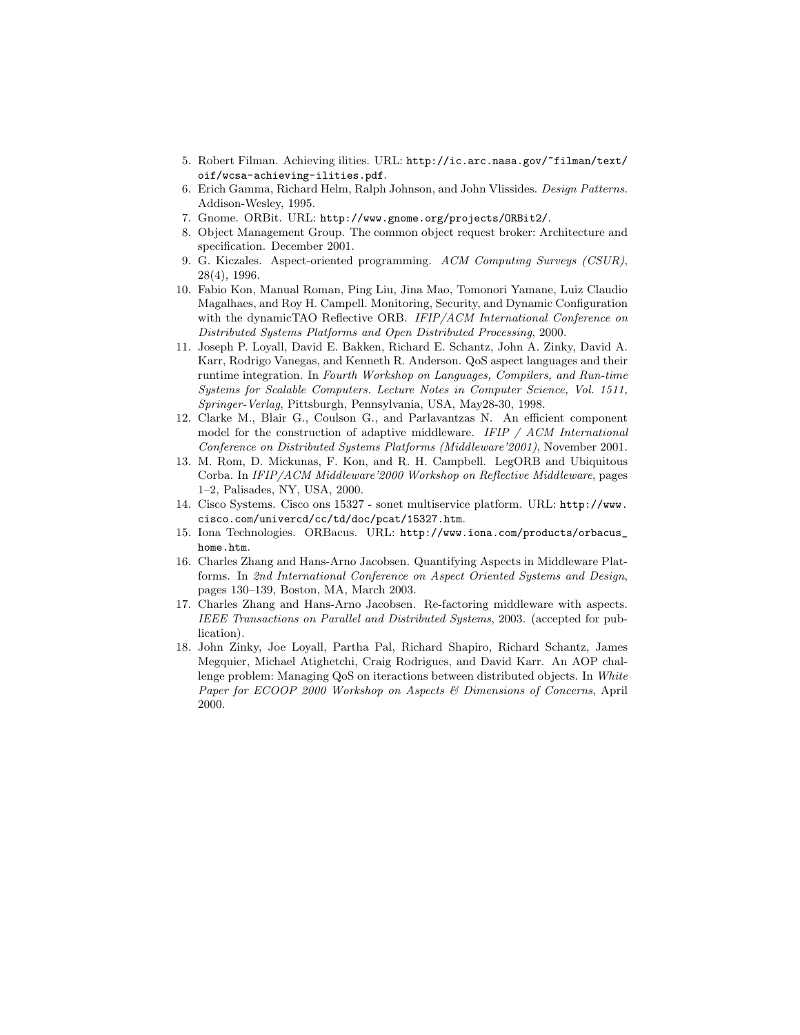5. Robert Filman. Achieving ilities. URL: http://ic.arc.nasa.gov/~filman/text/oif/wcsa-achieving-ilities.pdf.
6. Erich Gamma, Richard Helm, Ralph Johnson, and John Vlissides. *Design Patterns*. Addison-Wesley, 1995.
7. Gnome. ORBit. URL: http://www.gnome.org/projects/ORBit2/.
8. Object Management Group. The common object request broker: Architecture and specification. December 2001.
9. G. Kiczales. Aspect-oriented programming. *ACM Computing Surveys (CSUR)*, 28(4), 1996.
10. Fabio Kon, Manual Roman, Ping Liu, Jina Mao, Tomonori Yamane, Luiz Claudio Magalhaes, and Roy H. Campell. Monitoring, Security, and Dynamic Configuration with the dynamicTAO Reflective ORB. *IFIP/ACM International Conference on Distributed Systems Platforms and Open Distributed Processing*, 2000.
11. Joseph P. Loyall, David E. Bakken, Richard E. Schantz, John A. Zinky, David A. Karr, Rodrigo Vanegas, and Kenneth R. Anderson. QoS aspect languages and their runtime integration. In *Fourth Workshop on Languages, Compilers, and Run-time Systems for Scalable Computers. Lecture Notes in Computer Science, Vol. 1511, Springer-Verlag*, Pittsburgh, Pennsylvania, USA, May28-30, 1998.
12. Clarke M., Blair G., Coulson G., and Parlavantzas N. An efficient component model for the construction of adaptive middleware. *IFIP / ACM International Conference on Distributed Systems Platforms (Middleware'2001)*, November 2001.
13. M. Rom, D. Mickunas, F. Kon, and R. H. Campbell. LegORB and Ubiquitous Corba. In *IFIP/ACM Middleware'2000 Workshop on Reflective Middleware*, pages 1–2, Palisades, NY, USA, 2000.
14. Cisco Systems. Cisco ons 15327 - sonet multiservice platform. URL: http://www.cisco.com/univercd/cc/td/doc/pcat/15327.htm.
15. Iona Technologies. ORBacus. URL: http://www.iona.com/products/orbacus_home.htm.
16. Charles Zhang and Hans-Arno Jacobsen. Quantifying Aspects in Middleware Platforms. In *2nd International Conference on Aspect Oriented Systems and Design*, pages 130–139, Boston, MA, March 2003.
17. Charles Zhang and Hans-Arno Jacobsen. Re-factoring middleware with aspects. *IEEE Transactions on Parallel and Distributed Systems*, 2003. (accepted for publication).
18. John Zinky, Joe Loyall, Partha Pal, Richard Shapiro, Richard Schantz, James Megquier, Michael Atighetchi, Craig Rodrigues, and David Karr. An AOP challenge problem: Managing QoS on iteractions between distributed objects. In *White Paper for ECOOP 2000 Workshop on Aspects & Dimensions of Concerns*, April 2000.